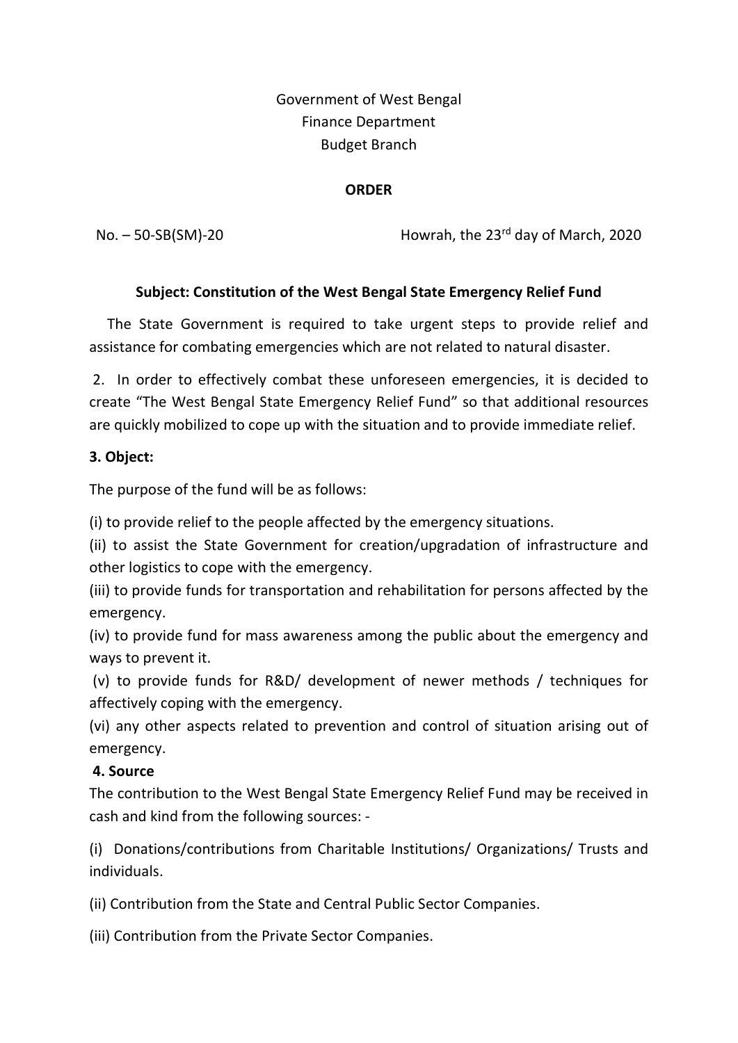Government of West Bengal
Finance Department
Budget Branch

**ORDER**

No. – 50-SB(SM)-20                Howrah, the 23rd day of March, 2020

**Subject: Constitution of the West Bengal State Emergency Relief Fund**

The State Government is required to take urgent steps to provide relief and assistance for combating emergencies which are not related to natural disaster.

2. In order to effectively combat these unforeseen emergencies, it is decided to create "The West Bengal State Emergency Relief Fund" so that additional resources are quickly mobilized to cope up with the situation and to provide immediate relief.

**3. Object:**

The purpose of the fund will be as follows:

(i) to provide relief to the people affected by the emergency situations.

(ii) to assist the State Government for creation/upgradation of infrastructure and other logistics to cope with the emergency.

(iii) to provide funds for transportation and rehabilitation for persons affected by the emergency.

(iv) to provide fund for mass awareness among the public about the emergency and ways to prevent it.

(v) to provide funds for R&D/ development of newer methods / techniques for affectively coping with the emergency.

(vi) any other aspects related to prevention and control of situation arising out of emergency.

**4. Source**

The contribution to the West Bengal State Emergency Relief Fund may be received in cash and kind from the following sources: -

(i) Donations/contributions from Charitable Institutions/ Organizations/ Trusts and individuals.

(ii) Contribution from the State and Central Public Sector Companies.

(iii) Contribution from the Private Sector Companies.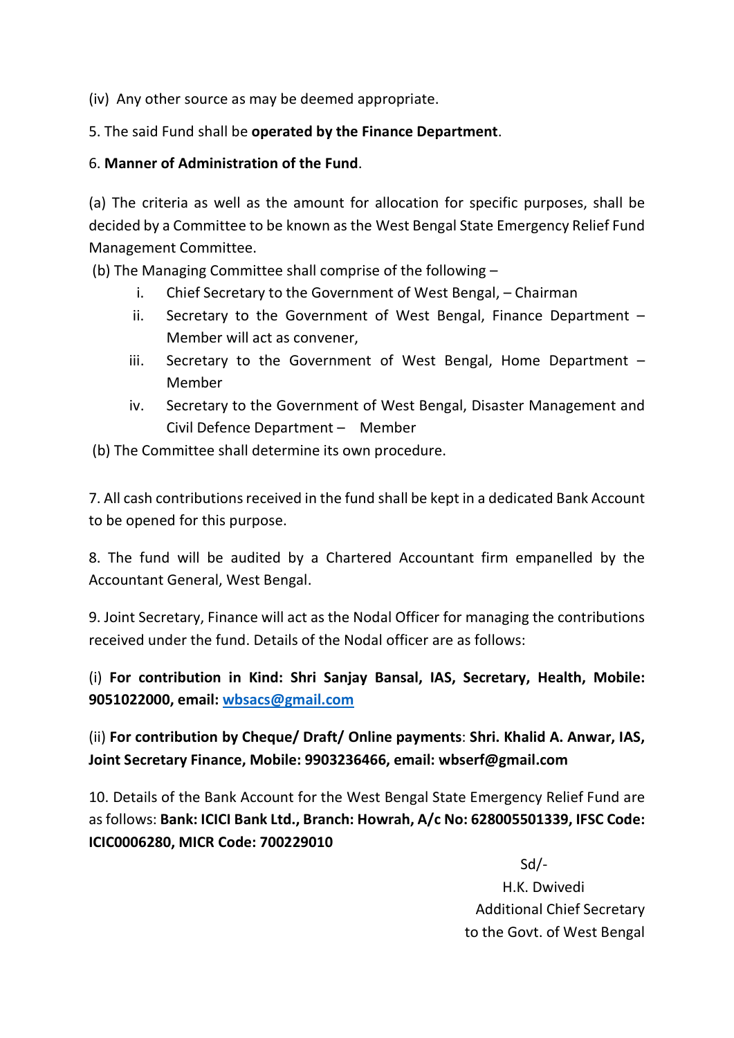(iv) Any other source as may be deemed appropriate.

5. The said Fund shall be **operated by the Finance Department**.

6. **Manner of Administration of the Fund**.

(a) The criteria as well as the amount for allocation for specific purposes, shall be decided by a Committee to be known as the West Bengal State Emergency Relief Fund Management Committee.

(b) The Managing Committee shall comprise of the following –

  i. Chief Secretary to the Government of West Bengal, – Chairman
  ii. Secretary to the Government of West Bengal, Finance Department – Member will act as convener,
  iii. Secretary to the Government of West Bengal, Home Department – Member
  iv. Secretary to the Government of West Bengal, Disaster Management and Civil Defence Department – Member

(b) The Committee shall determine its own procedure.

7. All cash contributions received in the fund shall be kept in a dedicated Bank Account to be opened for this purpose.

8. The fund will be audited by a Chartered Accountant firm empanelled by the Accountant General, West Bengal.

9. Joint Secretary, Finance will act as the Nodal Officer for managing the contributions received under the fund. Details of the Nodal officer are as follows:

(i) **For contribution in Kind: Shri Sanjay Bansal, IAS, Secretary, Health, Mobile: 9051022000, email: wbsacs@gmail.com**

(ii) **For contribution by Cheque/ Draft/ Online payments**: **Shri. Khalid A. Anwar, IAS, Joint Secretary Finance, Mobile: 9903236466, email: wbserf@gmail.com**

10. Details of the Bank Account for the West Bengal State Emergency Relief Fund are as follows: **Bank: ICICI Bank Ltd., Branch: Howrah, A/c No: 628005501339, IFSC Code: ICIC0006280, MICR Code: 700229010**

Sd/-
H.K. Dwivedi
Additional Chief Secretary
to the Govt. of West Bengal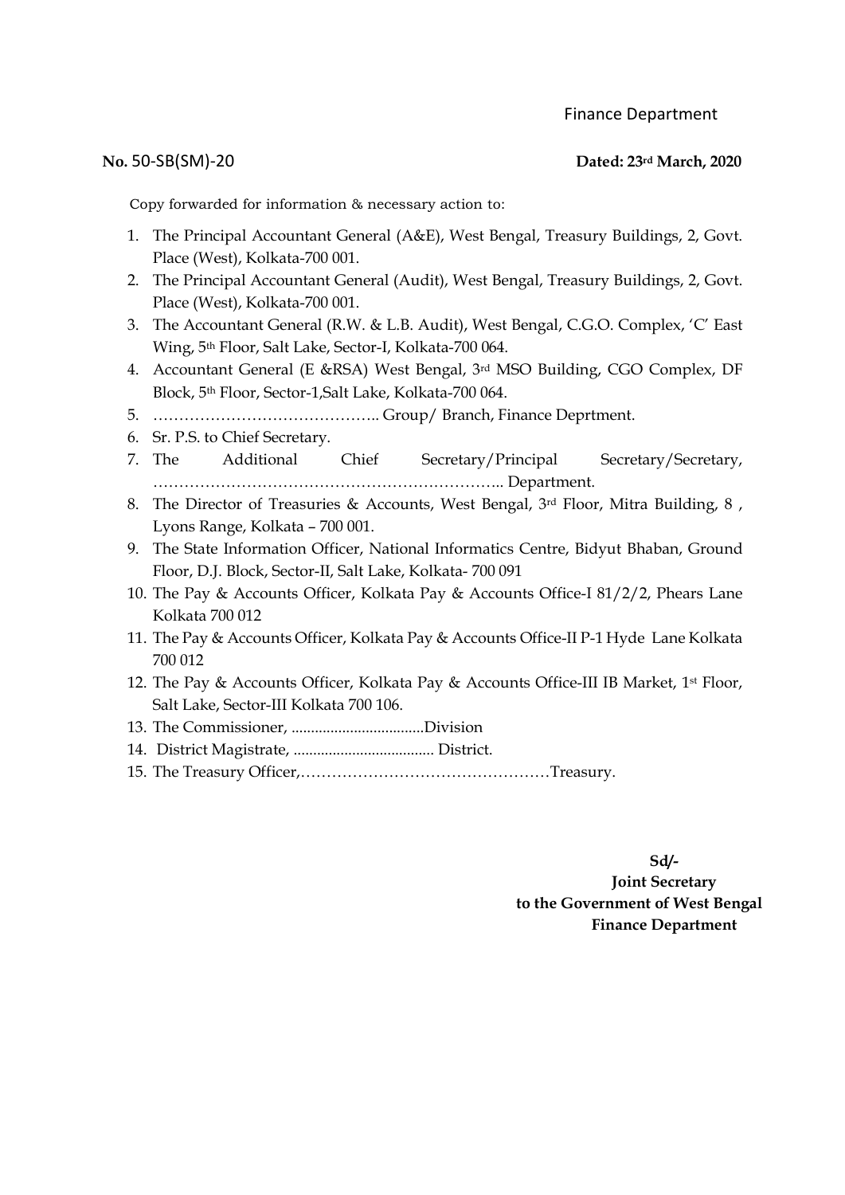Finance Department

**No.** 50-SB(SM)-20 **Dated: 23rd March, 2020**

Copy forwarded for information & necessary action to:

1. The Principal Accountant General (A&E), West Bengal, Treasury Buildings, 2, Govt. Place (West), Kolkata-700 001.
2. The Principal Accountant General (Audit), West Bengal, Treasury Buildings, 2, Govt. Place (West), Kolkata-700 001.
3. The Accountant General (R.W. & L.B. Audit), West Bengal, C.G.O. Complex, 'C' East Wing, 5th Floor, Salt Lake, Sector-I, Kolkata-700 064.
4. Accountant General (E &RSA) West Bengal, 3rd MSO Building, CGO Complex, DF Block, 5th Floor, Sector-1,Salt Lake, Kolkata-700 064.
5. …………………………………….. Group/ Branch, Finance Deprtment.
6. Sr. P.S. to Chief Secretary.
7. The Additional Chief Secretary/Principal Secretary/Secretary, ……………………………………………………….. Department.
8. The Director of Treasuries & Accounts, West Bengal, 3rd Floor, Mitra Building, 8 , Lyons Range, Kolkata – 700 001.
9. The State Information Officer, National Informatics Centre, Bidyut Bhaban, Ground Floor, D.J. Block, Sector-II, Salt Lake, Kolkata- 700 091
10. The Pay & Accounts Officer, Kolkata Pay & Accounts Office-I 81/2/2, Phears Lane Kolkata 700 012
11. The Pay & Accounts Officer, Kolkata Pay & Accounts Office-II P-1 Hyde Lane Kolkata 700 012
12. The Pay & Accounts Officer, Kolkata Pay & Accounts Office-III IB Market, 1st Floor, Salt Lake, Sector-III Kolkata 700 106.
13. The Commissioner, ..................................Division
14. District Magistrate, .................................... District.
15. The Treasury Officer,…………………………………………Treasury.

**Sd/-**
**Joint Secretary**
**to the Government of West Bengal**
**Finance Department**